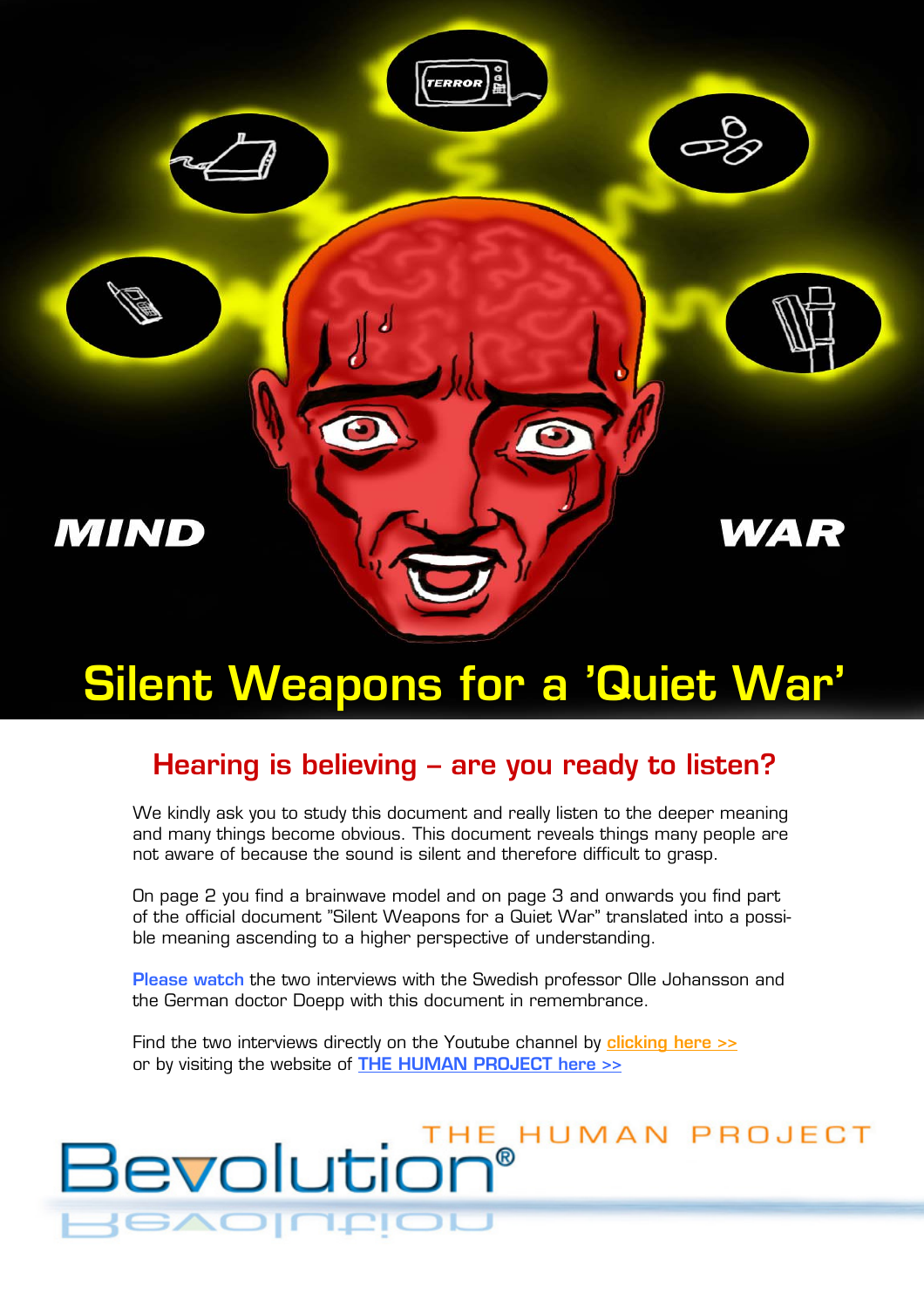MIND WAR

# Silent Weapons for a 'Quiet War'

## Hearing is believing – are you ready to listen?

We kindly ask you to study this document and really listen to the deeper meaning and many things become obvious. This document reveals things many people are not aware of because the sound is silent and therefore difficult to grasp.

On page 2 you find a brainwave model and on page 3 and onwards you find part of the official document "Silent Weapons for a Quiet War" translated into a possible meaning ascending to a higher perspective of understanding.

**Please watch** the two interviews with the Swedish professor Olle Johansson and the German doctor Doepp with this document in remembrance.

Find the two interviews directly on the Youtube channel by clicking here >>
or by visiting the website of THE HUMAN PROJECT here >>

THE HUMAN PROJECT

Bevolution®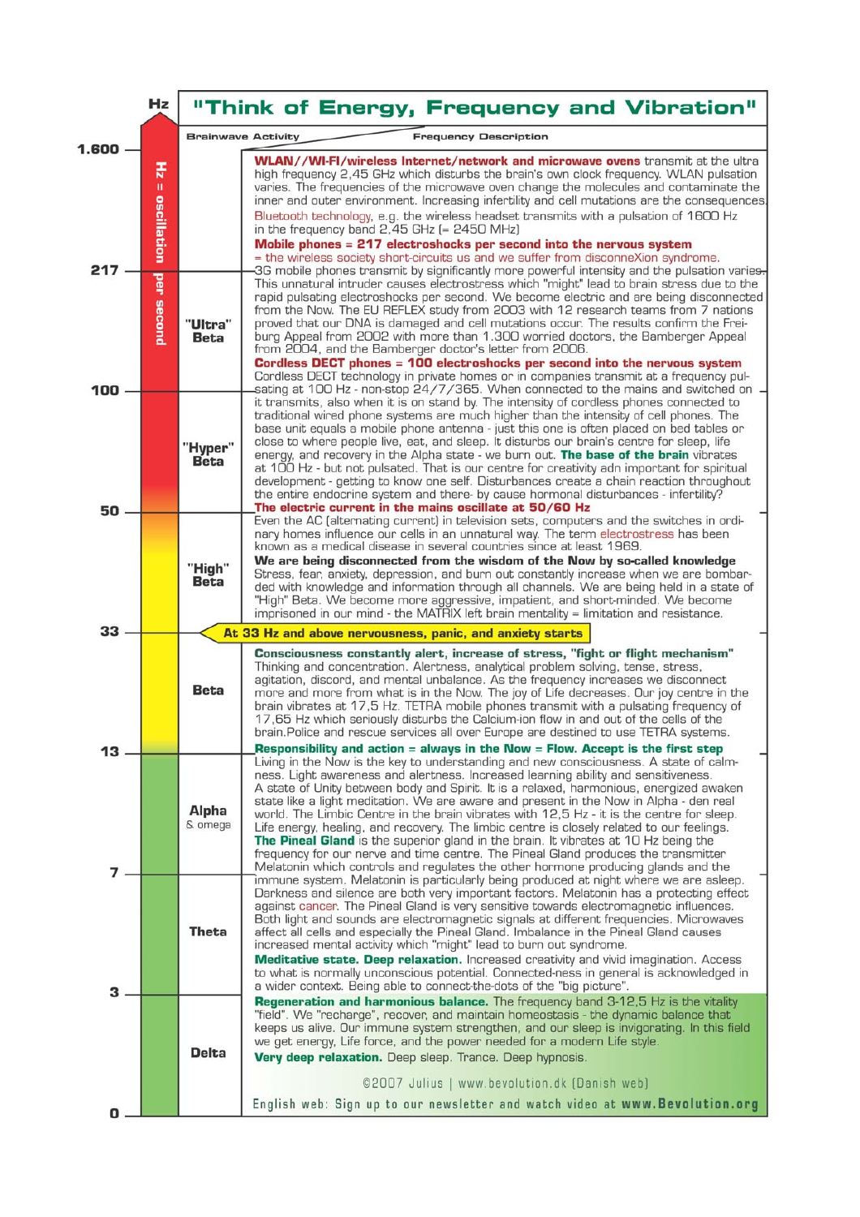# "Think of Energy, Frequency and Vibration"

| Hz | Brainwave Activity | Frequency Description |
|---|---|---|
| 1.600 – 217 | | **WLAN//WI-FI/wireless Internet/network and microwave ovens** transmit at the ultra high frequency 2,45 GHz which disturbs the brain's own clock frequency. WLAN pulsation varies. The frequencies of the microwave oven change the molecules and contaminate the inner and outer environment. Increasing infertility and cell mutations are the consequences. Bluetooth technology, e.g. the wireless headset transmits with a pulsation of 1600 Hz in the frequency band 2,45 GHz (= 2450 MHz) **Mobile phones = 217 electroshocks per second into the nervous system** = the wireless society short-circuits us and we suffer from disconneXion syndrome. |
| 217 – 100 | "Ultra" Beta | 3G mobile phones transmit by significantly more powerful intensity and the pulsation varies. This unnatural intruder causes electrostress which "might" lead to brain stress due to the rapid pulsating electroshocks per second. We become electric and are being disconnected from the Now. The EU REFLEX study from 2003 with 12 research teams from 7 nations proved that our DNA is damaged and cell mutations occur. The results confirm the Freiburg Appeal from 2002 with more than 1.300 worried doctors, the Bamberger Appeal from 2004, and the Bamberger doctor's letter from 2006. **Cordless DECT phones = 100 electroshocks per second into the nervous system** Cordless DECT technology in private homes or in companies transmit at a frequency pulsating at 100 Hz - non-stop 24/7/365. |
| 100 – 50 | "Hyper" Beta | When connected to the mains and switched on it transmits, also when it is on stand by. The intensity of cordless phones connected to traditional wired phone systems are much higher than the intensity of cell phones. The base unit equals a mobile phone antenna - just this one is often placed on bed tables or close to where people live, eat, and sleep. It disturbs our brain's centre for sleep, life energy, and recovery in the Alpha state - we burn out. **The base of the brain** vibrates at 100 Hz - but not pulsated. That is our centre for creativity adn important for spiritual development - getting to know one self. Disturbances create a chain reaction throughout the entire endocrine system and there- by cause hormonal disturbances - infertility? |
| 50 – 33 | "High" Beta | **The electric current in the mains oscillate at 50/60 Hz** Even the AC (alternating current) in television sets, computers and the switches in ordinary homes influence our cells in an unnatural way. The term electrostress has been known as a medical disease in several countries since at least 1969. **We are being disconnected from the wisdom of the Now by so-called knowledge** Stress, fear, anxiety, depression, and burn out constantly increase when we are bombarded with knowledge and information through all channels. We are being held in a state of "High" Beta. We become more aggressive, impatient, and short-minded. We become imprisoned in our mind - the MATRIX left brain mentality = limitation and resistance. |
| 33 | | **At 33 Hz and above nervousness, panic, and anxiety starts** |
| 33 – 13 | Beta | **Consciousness constantly alert, increase of stress, "fight or flight mechanism"** Thinking and concentration. Alertness, analytical problem solving, tense, stress, agitation, discord, and mental unbalance. As the frequency increases we disconnect more and more from what is in the Now. The joy of Life decreases. Our joy centre in the brain vibrates at 17,5 Hz. TETRA mobile phones transmit with a pulsating frequency of 17,65 Hz which seriously disturbs the Calcium-ion flow in and out of the cells of the brain.Police and rescue services all over Europe are destined to use TETRA systems. |
| 13 – 7 | Alpha & omega | **Responsibility and action = always in the Now = Flow. Accept is the first step** Living in the Now is the key to understanding and new consciousness. A state of calmness. Light awareness and alertness. Increased learning ability and sensitiveness. A state of Unity between body and Spirit. It is a relaxed, harmonious, energized awaken state like a light meditation. We are aware and present in the Now in Alpha - den real world. The Limbic Centre in the brain vibrates with 12,5 Hz - it is the centre for sleep. Life energy, healing, and recovery. The limbic centre is closely related to our feelings. **The Pineal Gland** is the superior gland in the brain. It vibrates at 10 Hz being the frequency for our nerve and time centre. The Pineal Gland produces the transmitter Melatonin which controls and regulates the other hormone producing glands and the immune system. |
| 7 – 3 | Theta | Melatonin is particularly being produced at night where we are asleep. Darkness and silence are both very important factors. Melatonin has a protecting effect against cancer. The Pineal Gland is very sensitive towards electromagnetic influences. Both light and sounds are electromagnetic signals at different frequencies. Microwaves affect all cells and especially the Pineal Gland. Imbalance in the Pineal Gland causes increased mental activity which "might" lead to burn out syndrome. **Meditative state. Deep relaxation.** Increased creativity and vivid imagination. Access to what is normally unconscious potential. Connected-ness in general is acknowledged in a wider context. Being able to connect-the-dots of the "big picture". |
| 3 – 0 | Delta | **Regeneration and harmonious balance.** The frequency band 3-12,5 Hz is the vitality "field". We "recharge", recover, and maintain homeostasis - the dynamic balance that keeps us alive. Our immune system strengthen, and our sleep is invigorating. In this field we get energy, Life force, and the power needed for a modern Life style. **Very deep relaxation.** Deep sleep. Trance. Deep hypnosis. |

Hz = oscillation per second

©2007 Julius | www.bevolution.dk (Danish web)

English web: Sign up to our newsletter and watch video at **www.Bevolution.org**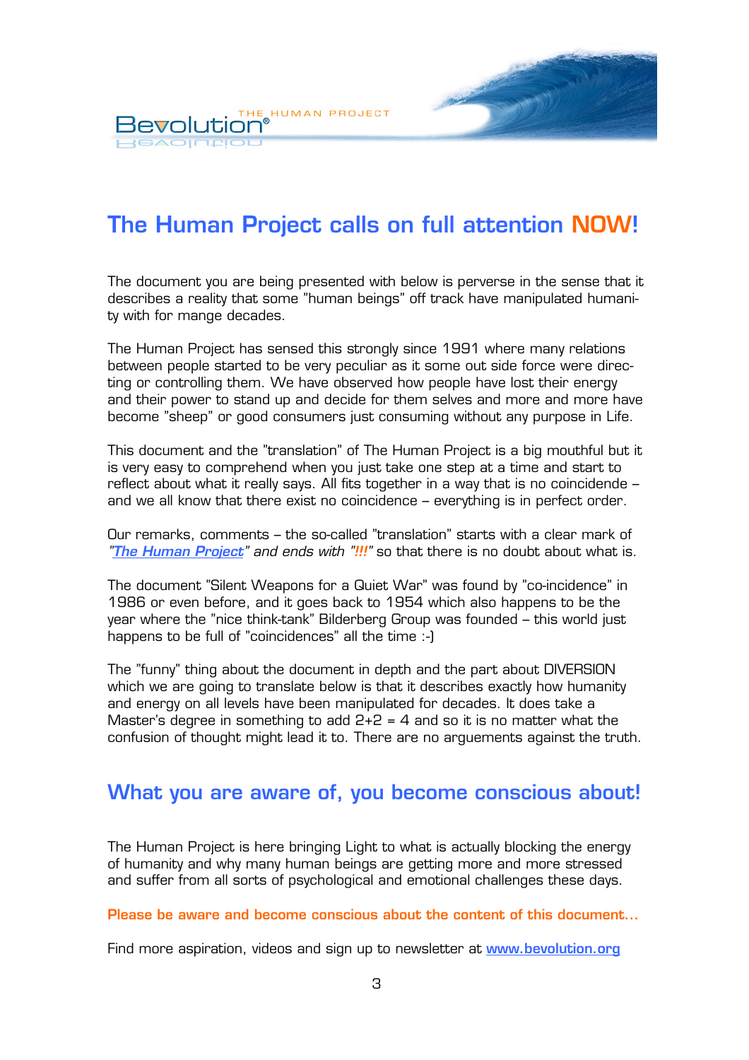# The Human Project calls on full attention **NOW!**

The document you are being presented with below is perverse in the sense that it describes a reality that some "human beings" off track have manipulated humanity with for mange decades.

The Human Project has sensed this strongly since 1991 where many relations between people started to be very peculiar as it some out side force were directing or controlling them. We have observed how people have lost their energy and their power to stand up and decide for them selves and more and more have become "sheep" or good consumers just consuming without any purpose in Life.

This document and the "translation" of The Human Project is a big mouthful but it is very easy to comprehend when you just take one step at a time and start to reflect about what it really says. All fits together in a way that is no coincidende – and we all know that there exist no coincidence – everything is in perfect order.

Our remarks, comments – the so-called "translation" starts with a clear mark of *"**The Human Project**" and ends with "**!!!**"* so that there is no doubt about what is.

The document "Silent Weapons for a Quiet War" was found by "co-incidence" in 1986 or even before, and it goes back to 1954 which also happens to be the year where the "nice think-tank" Bilderberg Group was founded – this world just happens to be full of "coincidences" all the time :-)

The "funny" thing about the document in depth and the part about DIVERSION which we are going to translate below is that it describes exactly how humanity and energy on all levels have been manipulated for decades. It does take a Master's degree in something to add 2+2 = 4 and so it is no matter what the confusion of thought might lead it to. There are no arguements against the truth.

## What you are aware of, you become conscious about!

The Human Project is here bringing Light to what is actually blocking the energy of humanity and why many human beings are getting more and more stressed and suffer from all sorts of psychological and emotional challenges these days.

**Please be aware and become conscious about the content of this document...**

Find more aspiration, videos and sign up to newsletter at [www.bevolution.org](http://www.bevolution.org)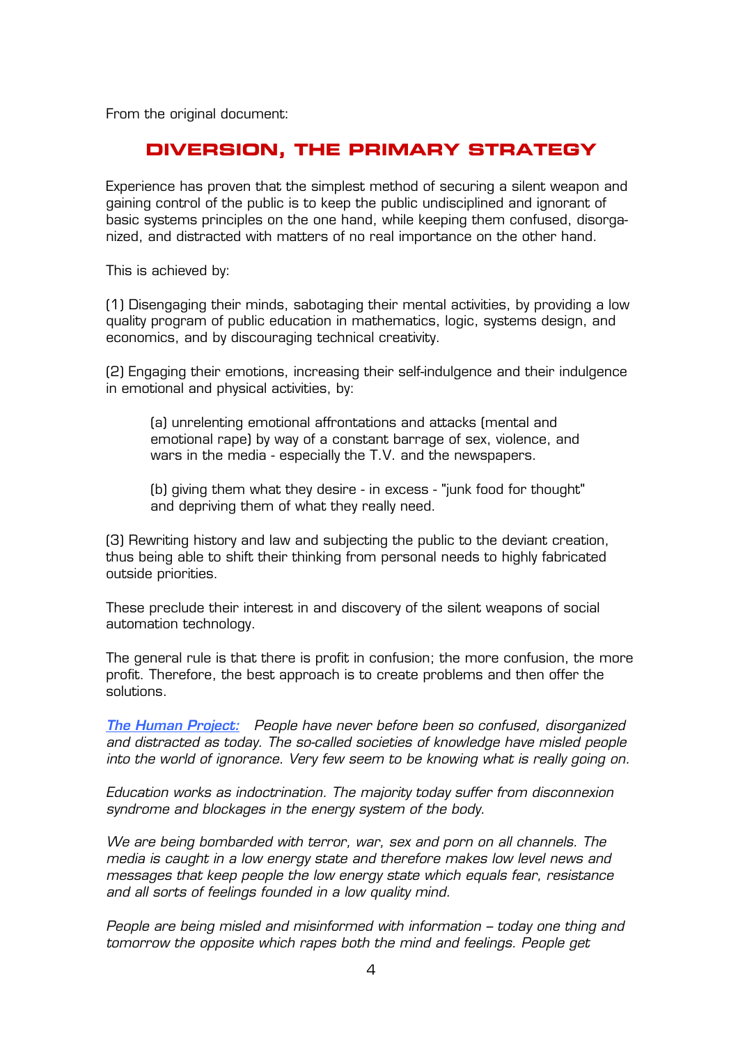From the original document:

## DIVERSION, THE PRIMARY STRATEGY

Experience has proven that the simplest method of securing a silent weapon and gaining control of the public is to keep the public undisciplined and ignorant of basic systems principles on the one hand, while keeping them confused, disorganized, and distracted with matters of no real importance on the other hand.

This is achieved by:

(1) Disengaging their minds, sabotaging their mental activities, by providing a low quality program of public education in mathematics, logic, systems design, and economics, and by discouraging technical creativity.

(2) Engaging their emotions, increasing their self-indulgence and their indulgence in emotional and physical activities, by:

> (a) unrelenting emotional affrontations and attacks (mental and emotional rape) by way of a constant barrage of sex, violence, and wars in the media - especially the T.V. and the newspapers.
>
> (b) giving them what they desire - in excess - "junk food for thought" and depriving them of what they really need.

(3) Rewriting history and law and subjecting the public to the deviant creation, thus being able to shift their thinking from personal needs to highly fabricated outside priorities.

These preclude their interest in and discovery of the silent weapons of social automation technology.

The general rule is that there is profit in confusion; the more confusion, the more profit. Therefore, the best approach is to create problems and then offer the solutions.

***The Human Project:*** *People have never before been so confused, disorganized and distracted as today. The so-called societies of knowledge have misled people into the world of ignorance. Very few seem to be knowing what is really going on.*

*Education works as indoctrination. The majority today suffer from disconnexion syndrome and blockages in the energy system of the body.*

*We are being bombarded with terror, war, sex and porn on all channels. The media is caught in a low energy state and therefore makes low level news and messages that keep people the low energy state which equals fear, resistance and all sorts of feelings founded in a low quality mind.*

*People are being misled and misinformed with information – today one thing and tomorrow the opposite which rapes both the mind and feelings. People get*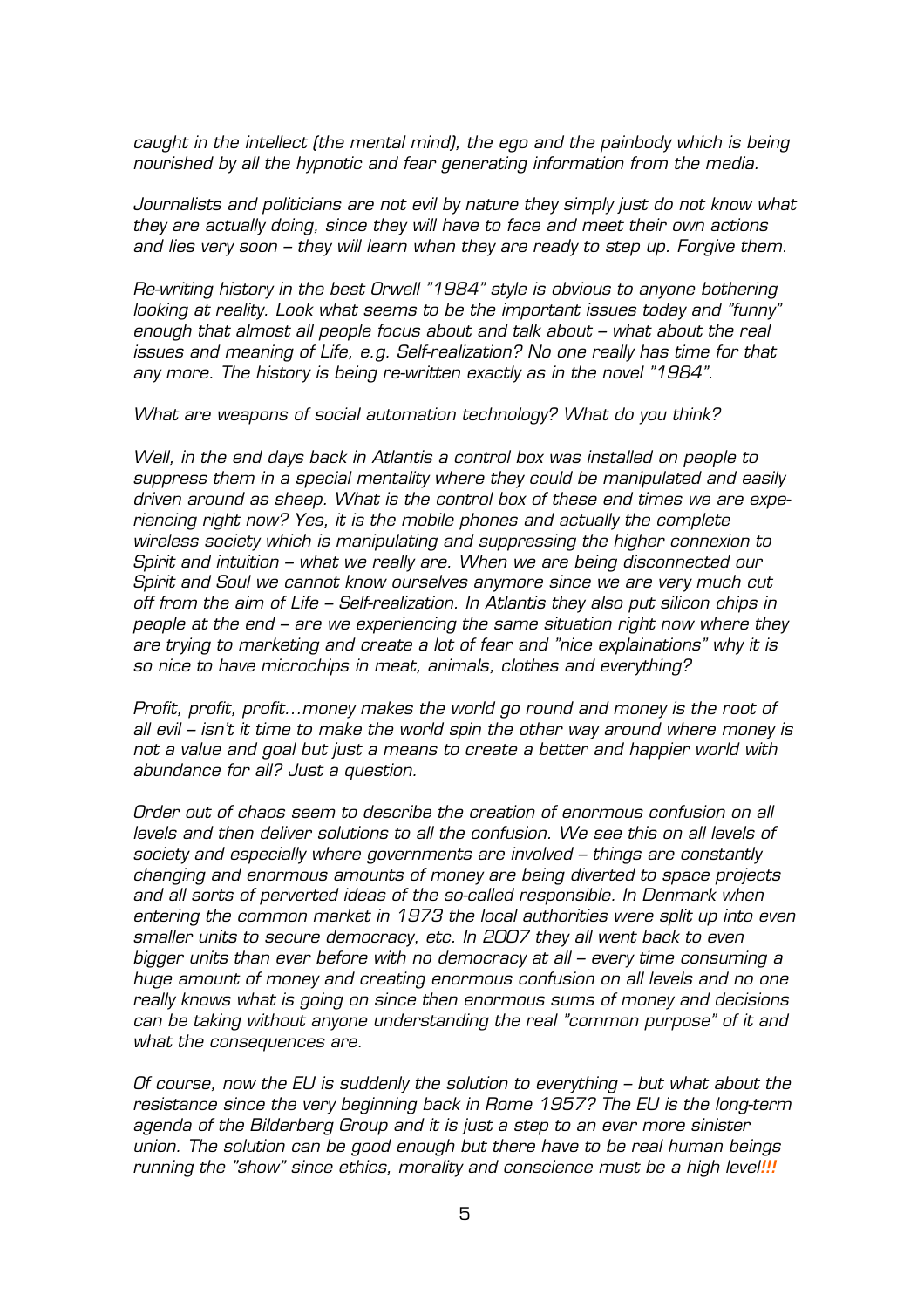*caught in the intellect (the mental mind), the ego and the painbody which is being nourished by all the hypnotic and fear generating information from the media.*

*Journalists and politicians are not evil by nature they simply just do not know what they are actually doing, since they will have to face and meet their own actions and lies very soon – they will learn when they are ready to step up. Forgive them.*

*Re-writing history in the best Orwell "1984" style is obvious to anyone bothering looking at reality. Look what seems to be the important issues today and "funny" enough that almost all people focus about and talk about – what about the real issues and meaning of Life, e.g. Self-realization? No one really has time for that any more. The history is being re-written exactly as in the novel "1984".*

*What are weapons of social automation technology? What do you think?*

*Well, in the end days back in Atlantis a control box was installed on people to suppress them in a special mentality where they could be manipulated and easily driven around as sheep. What is the control box of these end times we are experiencing right now? Yes, it is the mobile phones and actually the complete wireless society which is manipulating and suppressing the higher connexion to Spirit and intuition – what we really are. When we are being disconnected our Spirit and Soul we cannot know ourselves anymore since we are very much cut off from the aim of Life – Self-realization. In Atlantis they also put silicon chips in people at the end – are we experiencing the same situation right now where they are trying to marketing and create a lot of fear and "nice explainations" why it is so nice to have microchips in meat, animals, clothes and everything?*

*Profit, profit, profit…money makes the world go round and money is the root of all evil – isn't it time to make the world spin the other way around where money is not a value and goal but just a means to create a better and happier world with abundance for all? Just a question.*

*Order out of chaos seem to describe the creation of enormous confusion on all levels and then deliver solutions to all the confusion. We see this on all levels of society and especially where governments are involved – things are constantly changing and enormous amounts of money are being diverted to space projects and all sorts of perverted ideas of the so-called responsible. In Denmark when entering the common market in 1973 the local authorities were split up into even smaller units to secure democracy, etc. In 2007 they all went back to even bigger units than ever before with no democracy at all – every time consuming a huge amount of money and creating enormous confusion on all levels and no one really knows what is going on since then enormous sums of money and decisions can be taking without anyone understanding the real "common purpose" of it and what the consequences are.*

*Of course, now the EU is suddenly the solution to everything – but what about the resistance since the very beginning back in Rome 1957? The EU is the long-term agenda of the Bilderberg Group and it is just a step to an ever more sinister union. The solution can be good enough but there have to be real human beings running the "show" since ethics, morality and conscience must be a high level!!!*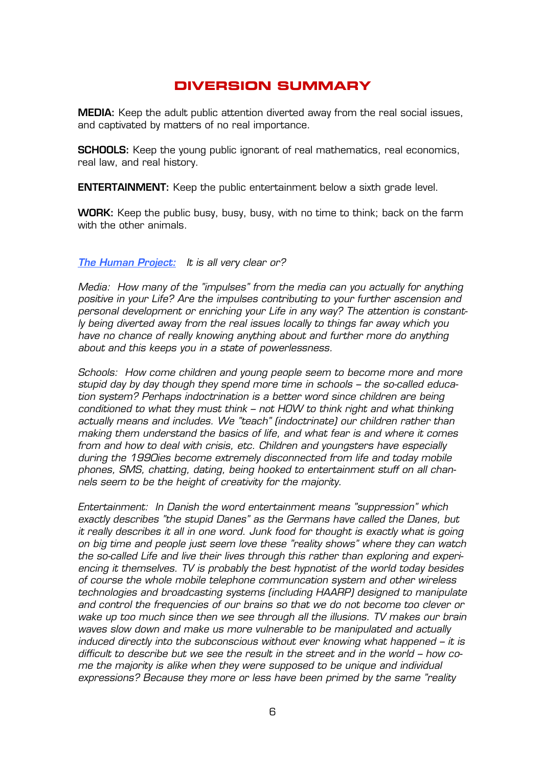## DIVERSION SUMMARY

**MEDIA:** Keep the adult public attention diverted away from the real social issues, and captivated by matters of no real importance.

**SCHOOLS:** Keep the young public ignorant of real mathematics, real economics, real law, and real history.

**ENTERTAINMENT:** Keep the public entertainment below a sixth grade level.

**WORK:** Keep the public busy, busy, busy, with no time to think; back on the farm with the other animals.

*The Human Project:* *It is all very clear or?*

*Media: How many of the "impulses" from the media can you actually for anything positive in your Life? Are the impulses contributing to your further ascension and personal development or enriching your Life in any way? The attention is constantly being diverted away from the real issues locally to things far away which you have no chance of really knowing anything about and further more do anything about and this keeps you in a state of powerlessness.*

*Schools: How come children and young people seem to become more and more stupid day by day though they spend more time in schools – the so-called education system? Perhaps indoctrination is a better word since children are being conditioned to what they must think – not HOW to think right and what thinking actually means and includes. We "teach" (indoctrinate) our children rather than making them understand the basics of life, and what fear is and where it comes from and how to deal with crisis, etc. Children and youngsters have especially during the 1990ies become extremely disconnected from life and today mobile phones, SMS, chatting, dating, being hooked to entertainment stuff on all channels seem to be the height of creativity for the majority.*

*Entertainment: In Danish the word entertainment means "suppression" which exactly describes "the stupid Danes" as the Germans have called the Danes, but it really describes it all in one word. Junk food for thought is exactly what is going on big time and people just seem love these "reality shows" where they can watch the so-called Life and live their lives through this rather than exploring and experiencing it themselves. TV is probably the best hypnotist of the world today besides of course the whole mobile telephone communcation system and other wireless technologies and broadcasting systems (including HAARP) designed to manipulate and control the frequencies of our brains so that we do not become too clever or wake up too much since then we see through all the illusions. TV makes our brain waves slow down and make us more vulnerable to be manipulated and actually induced directly into the subconscious without ever knowing what happened – it is difficult to describe but we see the result in the street and in the world – how come the majority is alike when they were supposed to be unique and individual expressions? Because they more or less have been primed by the same "reality*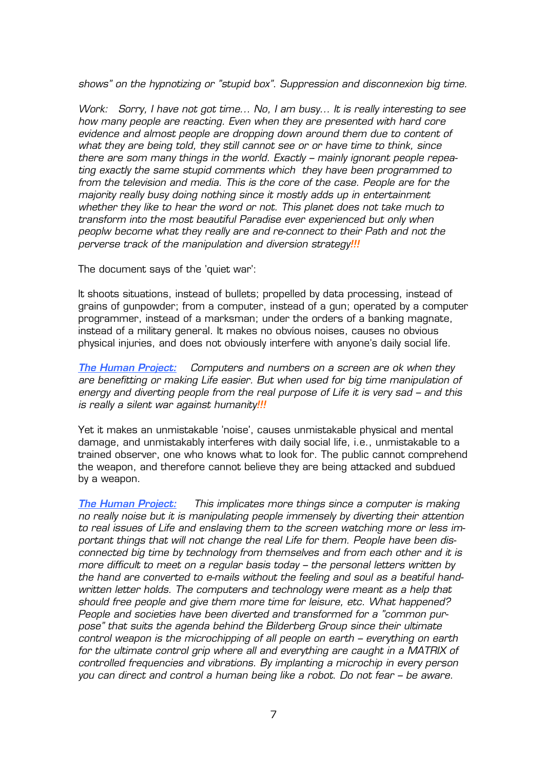*shows" on the hypnotizing or "stupid box". Suppression and disconnexion big time.*

*Work: Sorry, I have not got time... No, I am busy... It is really interesting to see how many people are reacting. Even when they are presented with hard core evidence and almost people are dropping down around them due to content of what they are being told, they still cannot see or or have time to think, since there are som many things in the world. Exactly – mainly ignorant people repeating exactly the same stupid comments which they have been programmed to from the television and media. This is the core of the case. People are for the majority really busy doing nothing since it mostly adds up in entertainment whether they like to hear the word or not. This planet does not take much to transform into the most beautiful Paradise ever experienced but only when peoplw become what they really are and re-connect to their Path and not the perverse track of the manipulation and diversion strategy**!!!***

The document says of the 'quiet war':

It shoots situations, instead of bullets; propelled by data processing, instead of grains of gunpowder; from a computer, instead of a gun; operated by a computer programmer, instead of a marksman; under the orders of a banking magnate, instead of a military general. It makes no obvious noises, causes no obvious physical injuries, and does not obviously interfere with anyone's daily social life.

***The Human Project:*** *Computers and numbers on a screen are ok when they are benefitting or making Life easier. But when used for big time manipulation of energy and diverting people from the real purpose of Life it is very sad – and this is really a silent war against humanity**!!!***

Yet it makes an unmistakable 'noise', causes unmistakable physical and mental damage, and unmistakably interferes with daily social life, i.e., unmistakable to a trained observer, one who knows what to look for. The public cannot comprehend the weapon, and therefore cannot believe they are being attacked and subdued by a weapon.

***The Human Project:*** *This implicates more things since a computer is making no really noise but it is manipulating people immensely by diverting their attention to real issues of Life and enslaving them to the screen watching more or less important things that will not change the real Life for them. People have been disconnected big time by technology from themselves and from each other and it is more difficult to meet on a regular basis today – the personal letters written by the hand are converted to e-mails without the feeling and soul as a beatiful handwritten letter holds. The computers and technology were meant as a help that should free people and give them more time for leisure, etc. What happened? People and societies have been diverted and transformed for a "common purpose" that suits the agenda behind the Bilderberg Group since their ultimate control weapon is the microchipping of all people on earth – everything on earth for the ultimate control grip where all and everything are caught in a MATRIX of controlled frequencies and vibrations. By implanting a microchip in every person you can direct and control a human being like a robot. Do not fear – be aware.*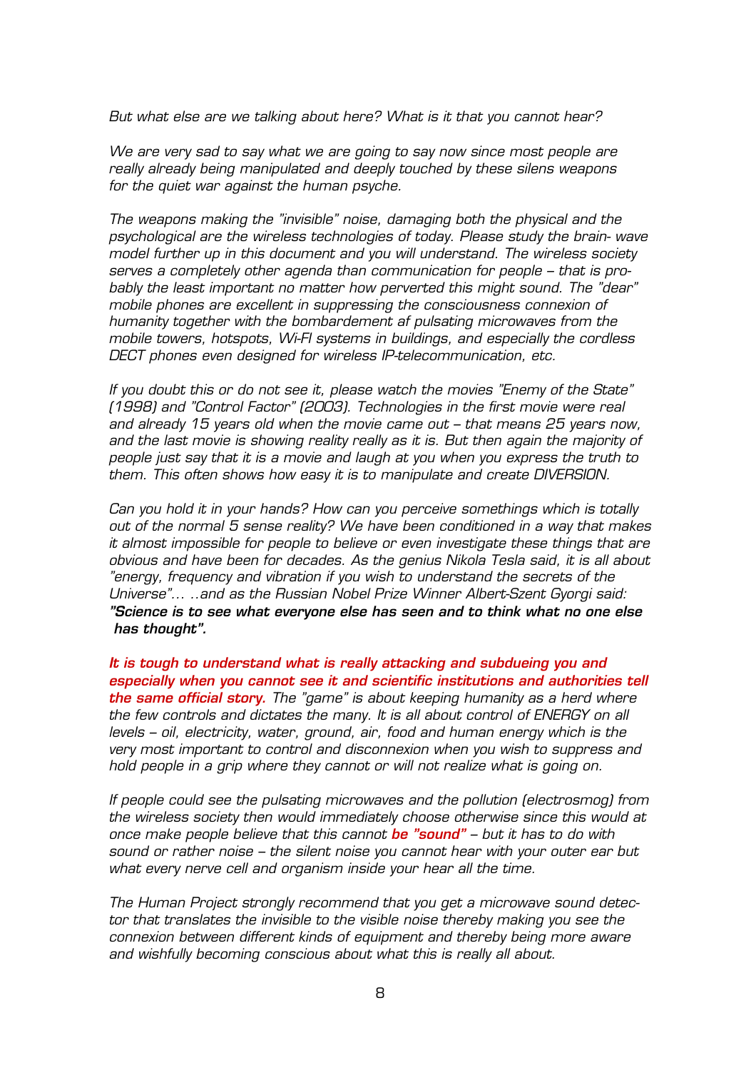*But what else are we talking about here? What is it that you cannot hear?*

*We are very sad to say what we are going to say now since most people are really already being manipulated and deeply touched by these silens weapons for the quiet war against the human psyche.*

*The weapons making the "invisible" noise, damaging both the physical and the psychological are the wireless technologies of today. Please study the brain- wave model further up in this document and you will understand. The wireless society serves a completely other agenda than communication for people – that is probably the least important no matter how perverted this might sound. The "dear" mobile phones are excellent in suppressing the consciousness connexion of humanity together with the bombardement af pulsating microwaves from the mobile towers, hotspots, Wi-FI systems in buildings, and especially the cordless DECT phones even designed for wireless IP-telecommunication, etc.*

*If you doubt this or do not see it, please watch the movies "Enemy of the State" (1998) and "Control Factor" (2003). Technologies in the first movie were real and already 15 years old when the movie came out – that means 25 years now, and the last movie is showing reality really as it is. But then again the majority of people just say that it is a movie and laugh at you when you express the truth to them. This often shows how easy it is to manipulate and create DIVERSION.*

*Can you hold it in your hands? How can you perceive somethings which is totally out of the normal 5 sense reality? We have been conditioned in a way that makes it almost impossible for people to believe or even investigate these things that are obvious and have been for decades. As the genius Nikola Tesla said, it is all about "energy, frequency and vibration if you wish to understand the secrets of the Universe"… ..and as the Russian Nobel Prize Winner Albert-Szent Gyorgi said:* ***"Science is to see what everyone else has seen and to think what no one else has thought".***

***It is tough to understand what is really attacking and subdueing you and especially when you cannot see it and scientific institutions and authorities tell the same official story.*** *The "game" is about keeping humanity as a herd where the few controls and dictates the many. It is all about control of ENERGY on all levels – oil, electricity, water, ground, air, food and human energy which is the very most important to control and disconnexion when you wish to suppress and hold people in a grip where they cannot or will not realize what is going on.*

*If people could see the pulsating microwaves and the pollution (electrosmog) from the wireless society then would immediately choose otherwise since this would at once make people believe that this cannot* ***be "sound"*** *– but it has to do with sound or rather noise – the silent noise you cannot hear with your outer ear but what every nerve cell and organism inside your hear all the time.*

*The Human Project strongly recommend that you get a microwave sound detector that translates the invisible to the visible noise thereby making you see the connexion between different kinds of equipment and thereby being more aware and wishfully becoming conscious about what this is really all about.*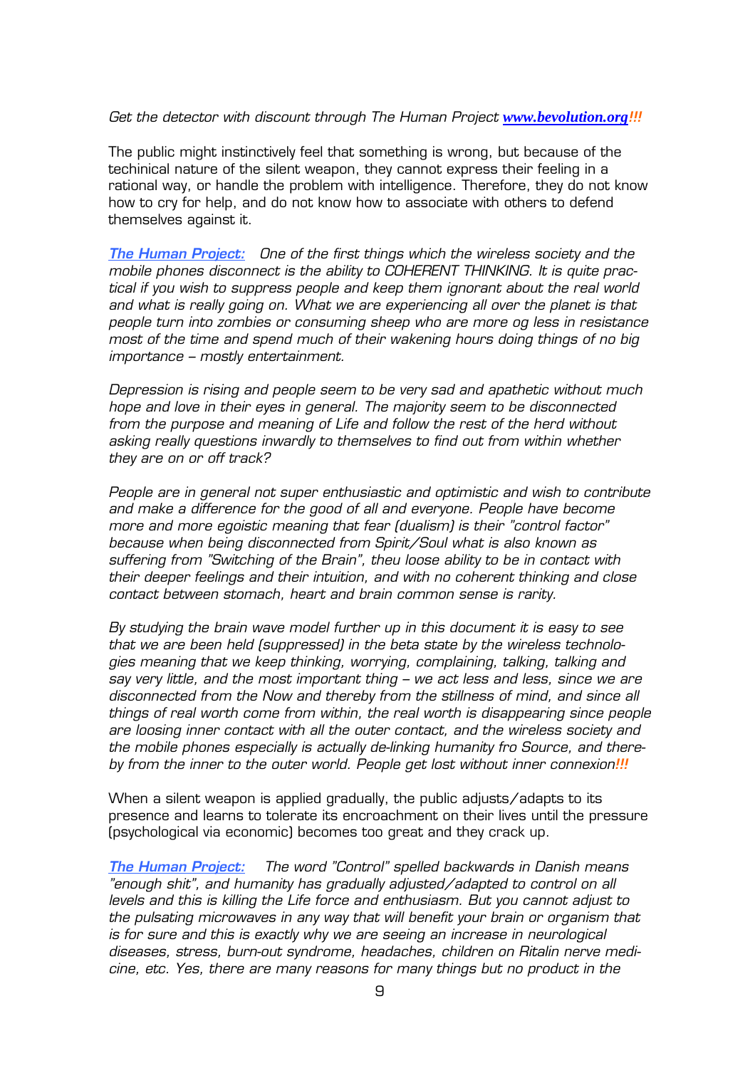*Get the detector with discount through The Human Project* [***www.bevolution.org***](http://www.bevolution.org)***!!!***

The public might instinctively feel that something is wrong, but because of the techinical nature of the silent weapon, they cannot express their feeling in a rational way, or handle the problem with intelligence. Therefore, they do not know how to cry for help, and do not know how to associate with others to defend themselves against it.

***The Human Project:*** *One of the first things which the wireless society and the mobile phones disconnect is the ability to COHERENT THINKING. It is quite practical if you wish to suppress people and keep them ignorant about the real world and what is really going on. What we are experiencing all over the planet is that people turn into zombies or consuming sheep who are more og less in resistance most of the time and spend much of their wakening hours doing things of no big importance – mostly entertainment.*

*Depression is rising and people seem to be very sad and apathetic without much hope and love in their eyes in general. The majority seem to be disconnected from the purpose and meaning of Life and follow the rest of the herd without asking really questions inwardly to themselves to find out from within whether they are on or off track?*

*People are in general not super enthusiastic and optimistic and wish to contribute and make a difference for the good of all and everyone. People have become more and more egoistic meaning that fear (dualism) is their "control factor" because when being disconnected from Spirit/Soul what is also known as suffering from "Switching of the Brain", theu loose ability to be in contact with their deeper feelings and their intuition, and with no coherent thinking and close contact between stomach, heart and brain common sense is rarity.*

*By studying the brain wave model further up in this document it is easy to see that we are been held (suppressed) in the beta state by the wireless technologies meaning that we keep thinking, worrying, complaining, talking, talking and say very little, and the most important thing – we act less and less, since we are disconnected from the Now and thereby from the stillness of mind, and since all things of real worth come from within, the real worth is disappearing since people are loosing inner contact with all the outer contact, and the wireless society and the mobile phones especially is actually de-linking humanity fro Source, and thereby from the inner to the outer world. People get lost without inner connexion**!!!***

When a silent weapon is applied gradually, the public adjusts/adapts to its presence and learns to tolerate its encroachment on their lives until the pressure (psychological via economic) becomes too great and they crack up.

***The Human Project:*** *The word "Control" spelled backwards in Danish means "enough shit", and humanity has gradually adjusted/adapted to control on all levels and this is killing the Life force and enthusiasm. But you cannot adjust to the pulsating microwaves in any way that will benefit your brain or organism that is for sure and this is exactly why we are seeing an increase in neurological diseases, stress, burn-out syndrome, headaches, children on Ritalin nerve medicine, etc. Yes, there are many reasons for many things but no product in the*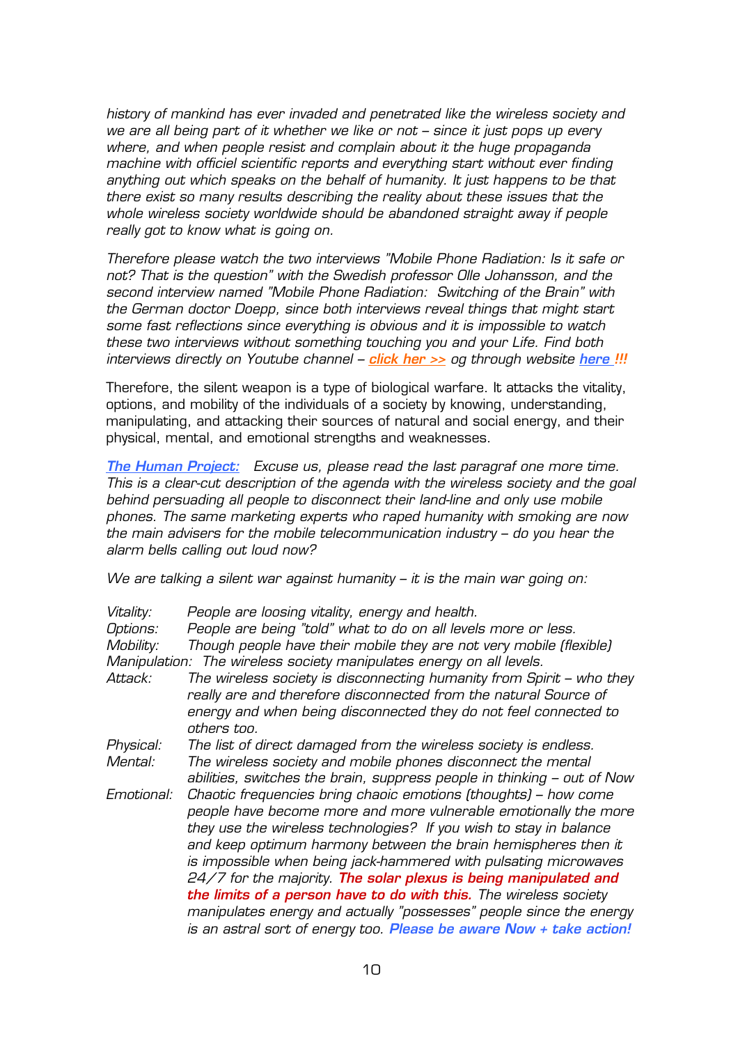*history of mankind has ever invaded and penetrated like the wireless society and we are all being part of it whether we like or not – since it just pops up every where, and when people resist and complain about it the huge propaganda machine with officiel scientific reports and everything start without ever finding anything out which speaks on the behalf of humanity. It just happens to be that there exist so many results describing the reality about these issues that the whole wireless society worldwide should be abandoned straight away if people really got to know what is going on.*

*Therefore please watch the two interviews "Mobile Phone Radiation: Is it safe or not? That is the question" with the Swedish professor Olle Johansson, and the second interview named "Mobile Phone Radiation: Switching of the Brain" with the German doctor Doepp, since both interviews reveal things that might start some fast reflections since everything is obvious and it is impossible to watch these two interviews without something touching you and your Life. Find both interviews directly on Youtube channel – **click her >>** og through website **here !!!***

Therefore, the silent weapon is a type of biological warfare. It attacks the vitality, options, and mobility of the individuals of a society by knowing, understanding, manipulating, and attacking their sources of natural and social energy, and their physical, mental, and emotional strengths and weaknesses.

***The Human Project:*** *Excuse us, please read the last paragraf one more time. This is a clear-cut description of the agenda with the wireless society and the goal behind persuading all people to disconnect their land-line and only use mobile phones. The same marketing experts who raped humanity with smoking are now the main advisers for the mobile telecommunication industry – do you hear the alarm bells calling out loud now?*

*We are talking a silent war against humanity – it is the main war going on:*

| | |
|---|---|
| *Vitality:* | *People are loosing vitality, energy and health.* |
| *Options:* | *People are being "told" what to do on all levels more or less.* |
| *Mobility:* | *Though people have their mobile they are not very mobile (flexible)* |
| *Manipulation:* | *The wireless society manipulates energy on all levels.* |
| *Attack:* | *The wireless society is disconnecting humanity from Spirit – who they really are and therefore disconnected from the natural Source of energy and when being disconnected they do not feel connected to others too.* |
| *Physical:* | *The list of direct damaged from the wireless society is endless.* |
| *Mental:* | *The wireless society and mobile phones disconnect the mental abilities, switches the brain, suppress people in thinking – out of Now* |
| *Emotional:* | *Chaotic frequencies bring chaoic emotions (thoughts) – how come people have become more and more vulnerable emotionally the more they use the wireless technologies? If you wish to stay in balance and keep optimum harmony between the brain hemispheres then it is impossible when being jack-hammered with pulsating microwaves 24/7 for the majority.* ***The solar plexus is being manipulated and the limits of a person have to do with this.*** *The wireless society manipulates energy and actually "possesses" people since the energy is an astral sort of energy too.* ***Please be aware Now + take action!*** |